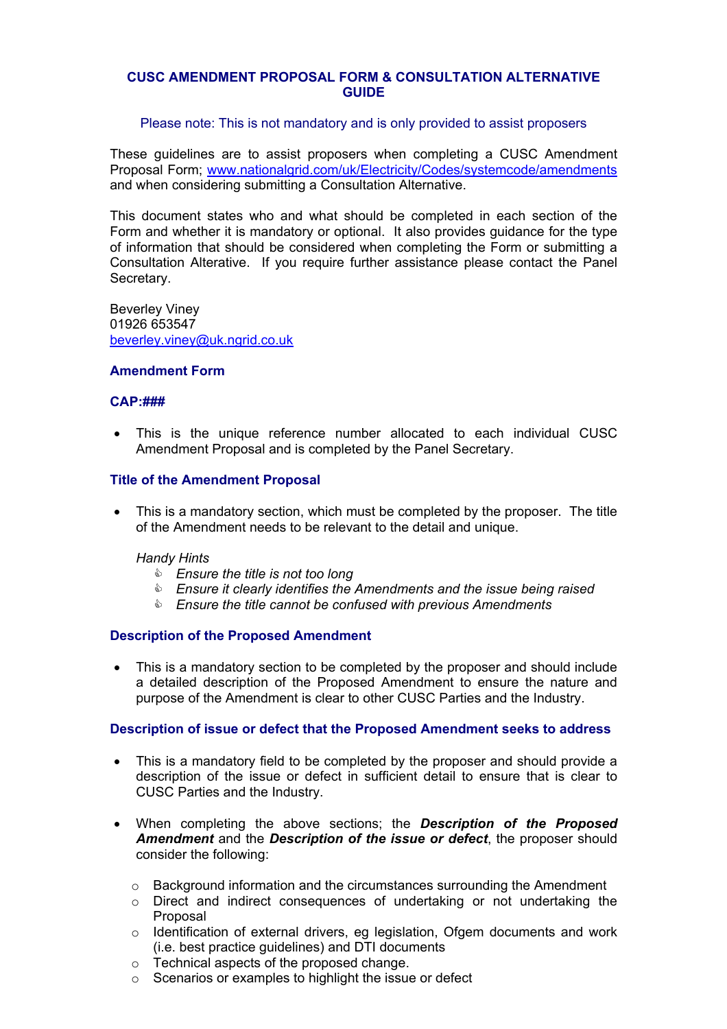# CUSC AMENDMENT PROPOSAL FORM & CONSULTATION ALTERNATIVE GUIDE

Please note: This is not mandatory and is only provided to assist proposers

These guidelines are to assist proposers when completing a CUSC Amendment Proposal Form; www.nationalgrid.com/uk/Electricity/Codes/systemcode/amendments and when considering submitting a Consultation Alternative.

This document states who and what should be completed in each section of the Form and whether it is mandatory or optional. It also provides guidance for the type of information that should be considered when completing the Form or submitting a Consultation Alterative. If you require further assistance please contact the Panel Secretary.

Beverley Viney
01926 653547
beverley.viney@uk.ngrid.co.uk

## Amendment Form

### CAP:###

- This is the unique reference number allocated to each individual CUSC Amendment Proposal and is completed by the Panel Secretary.

### Title of the Amendment Proposal

- This is a mandatory section, which must be completed by the proposer. The title of the Amendment needs to be relevant to the detail and unique.

  *Handy Hints*
  - *Ensure the title is not too long*
  - *Ensure it clearly identifies the Amendments and the issue being raised*
  - *Ensure the title cannot be confused with previous Amendments*

### Description of the Proposed Amendment

- This is a mandatory section to be completed by the proposer and should include a detailed description of the Proposed Amendment to ensure the nature and purpose of the Amendment is clear to other CUSC Parties and the Industry.

### Description of issue or defect that the Proposed Amendment seeks to address

- This is a mandatory field to be completed by the proposer and should provide a description of the issue or defect in sufficient detail to ensure that is clear to CUSC Parties and the Industry.

- When completing the above sections; the ***Description of the Proposed Amendment*** and the ***Description of the issue or defect***, the proposer should consider the following:

  - Background information and the circumstances surrounding the Amendment
  - Direct and indirect consequences of undertaking or not undertaking the Proposal
  - Identification of external drivers, eg legislation, Ofgem documents and work (i.e. best practice guidelines) and DTI documents
  - Technical aspects of the proposed change.
  - Scenarios or examples to highlight the issue or defect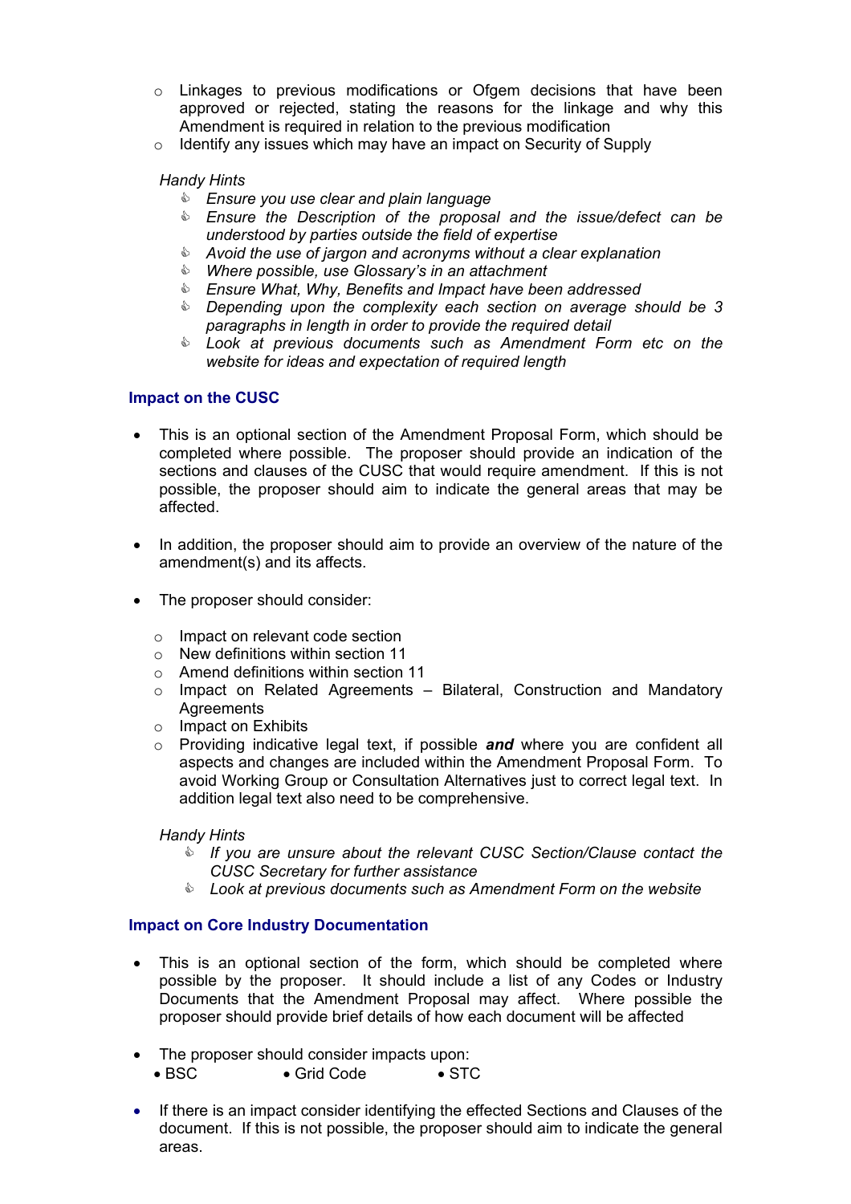- Linkages to previous modifications or Ofgem decisions that have been approved or rejected, stating the reasons for the linkage and why this Amendment is required in relation to the previous modification
- Identify any issues which may have an impact on Security of Supply

*Handy Hints*

- *Ensure you use clear and plain language*
- *Ensure the Description of the proposal and the issue/defect can be understood by parties outside the field of expertise*
- *Avoid the use of jargon and acronyms without a clear explanation*
- *Where possible, use Glossary's in an attachment*
- *Ensure What, Why, Benefits and Impact have been addressed*
- *Depending upon the complexity each section on average should be 3 paragraphs in length in order to provide the required detail*
- *Look at previous documents such as Amendment Form etc on the website for ideas and expectation of required length*

## Impact on the CUSC

- This is an optional section of the Amendment Proposal Form, which should be completed where possible. The proposer should provide an indication of the sections and clauses of the CUSC that would require amendment. If this is not possible, the proposer should aim to indicate the general areas that may be affected.

- In addition, the proposer should aim to provide an overview of the nature of the amendment(s) and its affects.

- The proposer should consider:

  - Impact on relevant code section
  - New definitions within section 11
  - Amend definitions within section 11
  - Impact on Related Agreements – Bilateral, Construction and Mandatory Agreements
  - Impact on Exhibits
  - Providing indicative legal text, if possible ***and*** where you are confident all aspects and changes are included within the Amendment Proposal Form. To avoid Working Group or Consultation Alternatives just to correct legal text. In addition legal text also need to be comprehensive.

*Handy Hints*

- *If you are unsure about the relevant CUSC Section/Clause contact the CUSC Secretary for further assistance*
- *Look at previous documents such as Amendment Form on the website*

## Impact on Core Industry Documentation

- This is an optional section of the form, which should be completed where possible by the proposer. It should include a list of any Codes or Industry Documents that the Amendment Proposal may affect. Where possible the proposer should provide brief details of how each document will be affected

- The proposer should consider impacts upon:
  - BSC
  - Grid Code
  - STC

- If there is an impact consider identifying the effected Sections and Clauses of the document. If this is not possible, the proposer should aim to indicate the general areas.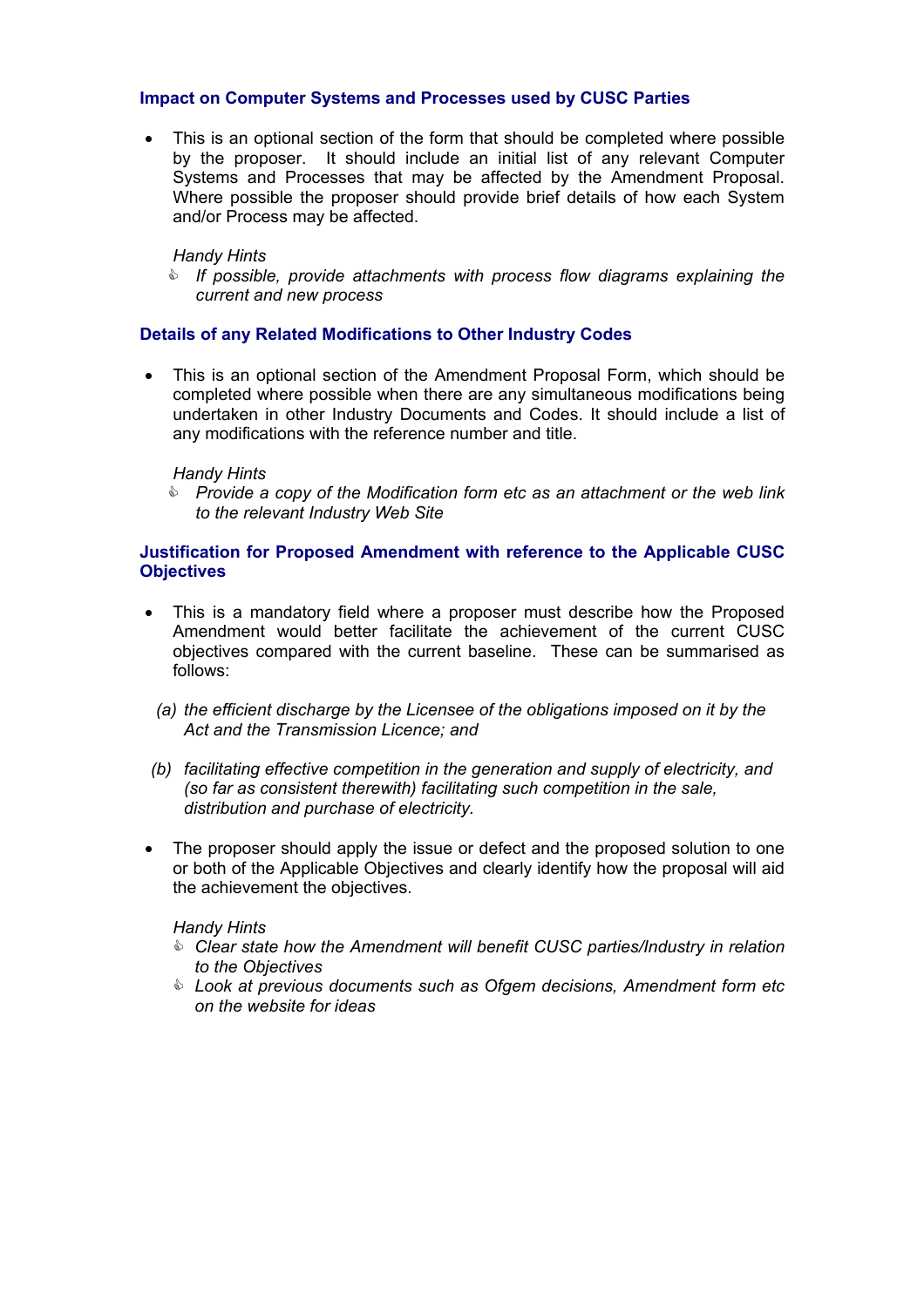### Impact on Computer Systems and Processes used by CUSC Parties

- This is an optional section of the form that should be completed where possible by the proposer. It should include an initial list of any relevant Computer Systems and Processes that may be affected by the Amendment Proposal. Where possible the proposer should provide brief details of how each System and/or Process may be affected.

  *Handy Hints*
  - *If possible, provide attachments with process flow diagrams explaining the current and new process*

### Details of any Related Modifications to Other Industry Codes

- This is an optional section of the Amendment Proposal Form, which should be completed where possible when there are any simultaneous modifications being undertaken in other Industry Documents and Codes. It should include a list of any modifications with the reference number and title.

  *Handy Hints*
  - *Provide a copy of the Modification form etc as an attachment or the web link to the relevant Industry Web Site*

### Justification for Proposed Amendment with reference to the Applicable CUSC Objectives

- This is a mandatory field where a proposer must describe how the Proposed Amendment would better facilitate the achievement of the current CUSC objectives compared with the current baseline. These can be summarised as follows:

  *(a) the efficient discharge by the Licensee of the obligations imposed on it by the Act and the Transmission Licence; and*

  *(b) facilitating effective competition in the generation and supply of electricity, and (so far as consistent therewith) facilitating such competition in the sale, distribution and purchase of electricity.*

- The proposer should apply the issue or defect and the proposed solution to one or both of the Applicable Objectives and clearly identify how the proposal will aid the achievement the objectives.

  *Handy Hints*
  - *Clear state how the Amendment will benefit CUSC parties/Industry in relation to the Objectives*
  - *Look at previous documents such as Ofgem decisions, Amendment form etc on the website for ideas*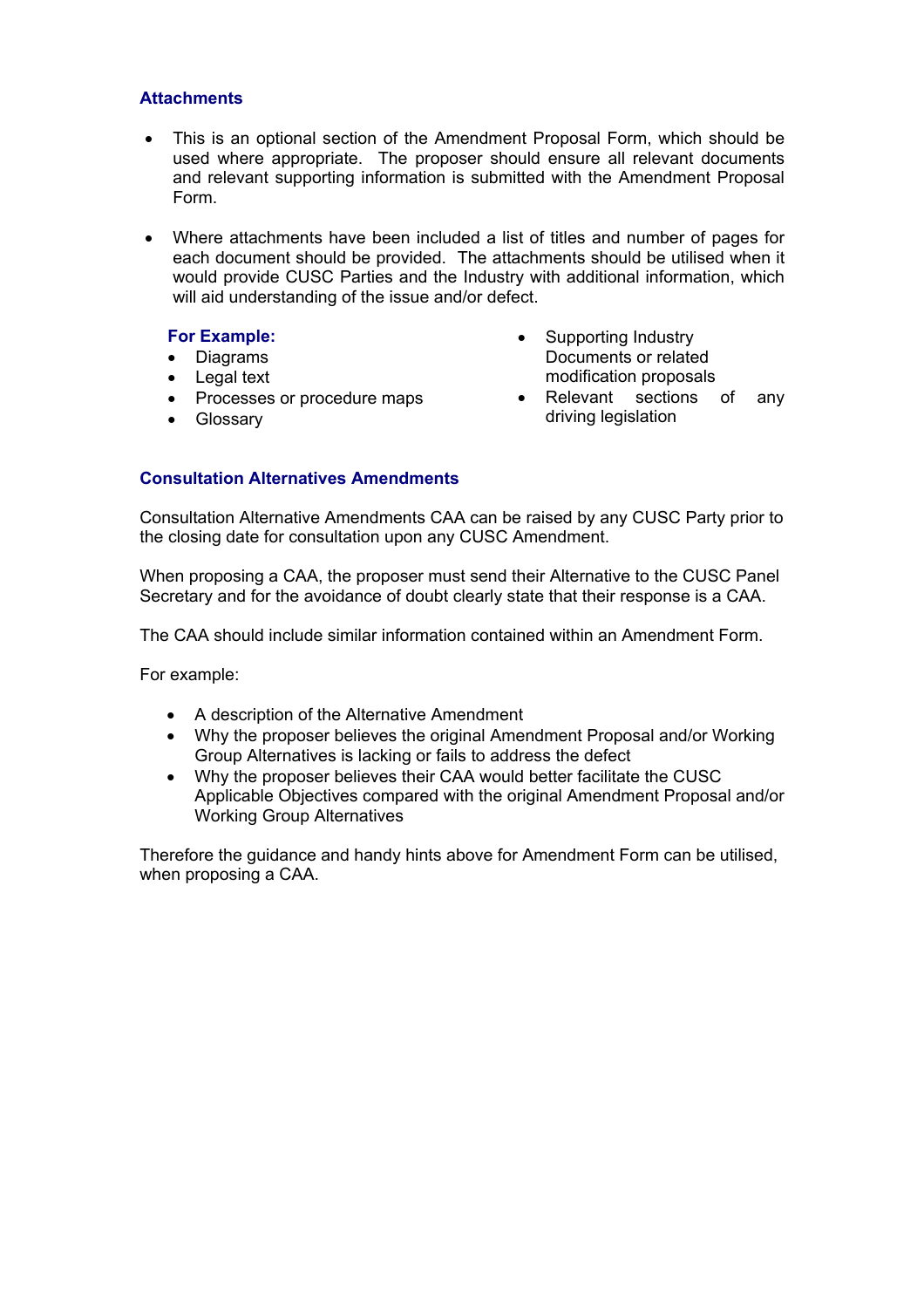### Attachments

- This is an optional section of the Amendment Proposal Form, which should be used where appropriate. The proposer should ensure all relevant documents and relevant supporting information is submitted with the Amendment Proposal Form.
- Where attachments have been included a list of titles and number of pages for each document should be provided. The attachments should be utilised when it would provide CUSC Parties and the Industry with additional information, which will aid understanding of the issue and/or defect.

**For Example:**

- Diagrams
- Legal text
- Processes or procedure maps
- Glossary
- Supporting Industry Documents or related modification proposals
- Relevant sections of any driving legislation

### Consultation Alternatives Amendments

Consultation Alternative Amendments CAA can be raised by any CUSC Party prior to the closing date for consultation upon any CUSC Amendment.

When proposing a CAA, the proposer must send their Alternative to the CUSC Panel Secretary and for the avoidance of doubt clearly state that their response is a CAA.

The CAA should include similar information contained within an Amendment Form.

For example:

- A description of the Alternative Amendment
- Why the proposer believes the original Amendment Proposal and/or Working Group Alternatives is lacking or fails to address the defect
- Why the proposer believes their CAA would better facilitate the CUSC Applicable Objectives compared with the original Amendment Proposal and/or Working Group Alternatives

Therefore the guidance and handy hints above for Amendment Form can be utilised, when proposing a CAA.